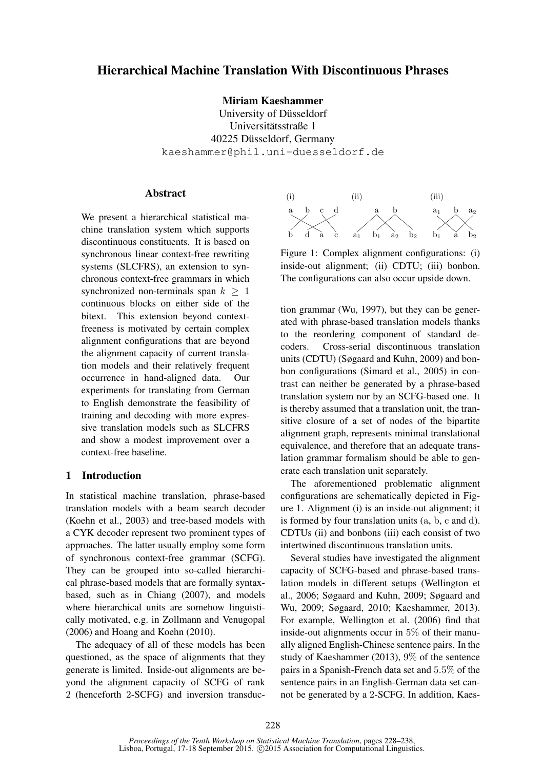# Hierarchical Machine Translation With Discontinuous Phrases

**Miriam Kaeshammer**
University of Düsseldorf
Universitätsstraße 1
40225 Düsseldorf, Germany
kaeshammer@phil.uni-duesseldorf.de

## Abstract

We present a hierarchical statistical machine translation system which supports discontinuous constituents. It is based on synchronous linear context-free rewriting systems (SLCFRS), an extension to synchronous context-free grammars in which synchronized non-terminals span $k \geq 1$ continuous blocks on either side of the bitext. This extension beyond context-freeness is motivated by certain complex alignment configurations that are beyond the alignment capacity of current translation models and their relatively frequent occurrence in hand-aligned data. Our experiments for translating from German to English demonstrate the feasibility of training and decoding with more expressive translation models such as SLCFRS and show a modest improvement over a context-free baseline.

## 1 Introduction

In statistical machine translation, phrase-based translation models with a beam search decoder (Koehn et al., 2003) and tree-based models with a CYK decoder represent two prominent types of approaches. The latter usually employ some form of synchronous context-free grammar (SCFG). They can be grouped into so-called hierarchical phrase-based models that are formally syntax-based, such as in Chiang (2007), and models where hierarchical units are somehow linguistically motivated, e.g. in Zollmann and Venugopal (2006) and Hoang and Koehn (2010).

The adequacy of all of these models has been questioned, as the space of alignments that they generate is limited. Inside-out alignments are beyond the alignment capacity of SCFG of rank 2 (henceforth 2-SCFG) and inversion transduction grammar (Wu, 1997), but they can be generated with phrase-based translation models thanks to the reordering component of standard decoders. Cross-serial discontinuous translation units (CDTU) (Søgaard and Kuhn, 2009) and bonbon configurations (Simard et al., 2005) in contrast can neither be generated by a phrase-based translation system nor by an SCFG-based one. It is thereby assumed that a translation unit, the transitive closure of a set of nodes of the bipartite alignment graph, represents minimal translational equivalence, and therefore that an adequate translation grammar formalism should be able to generate each translation unit separately.

Figure 1: Complex alignment configurations: (i) inside-out alignment; (ii) CDTU; (iii) bonbon. The configurations can also occur upside down.

The aforementioned problematic alignment configurations are schematically depicted in Figure 1. Alignment (i) is an inside-out alignment; it is formed by four translation units (a, b, c and d). CDTUs (ii) and bonbons (iii) each consist of two intertwined discontinuous translation units.

Several studies have investigated the alignment capacity of SCFG-based and phrase-based translation models in different setups (Wellington et al., 2006; Søgaard and Kuhn, 2009; Søgaard and Wu, 2009; Søgaard, 2010; Kaeshammer, 2013). For example, Wellington et al. (2006) find that inside-out alignments occur in 5% of their manually aligned English-Chinese sentence pairs. In the study of Kaeshammer (2013), 9% of the sentence pairs in a Spanish-French data set and 5.5% of the sentence pairs in an English-German data set cannot be generated by a 2-SCFG. In addition, Kaes-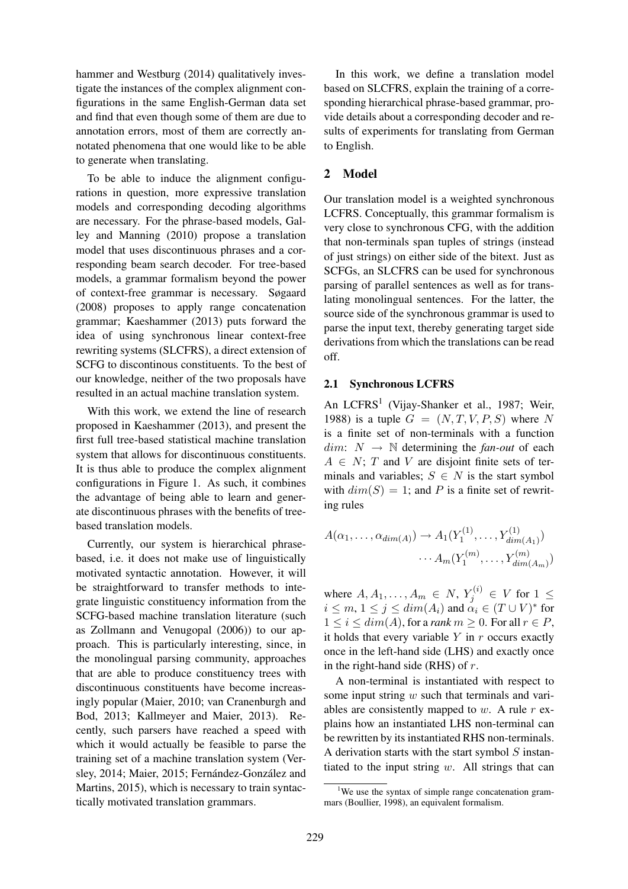hammer and Westburg (2014) qualitatively investigate the instances of the complex alignment configurations in the same English-German data set and find that even though some of them are due to annotation errors, most of them are correctly annotated phenomena that one would like to be able to generate when translating.

To be able to induce the alignment configurations in question, more expressive translation models and corresponding decoding algorithms are necessary. For the phrase-based models, Galley and Manning (2010) propose a translation model that uses discontinuous phrases and a corresponding beam search decoder. For tree-based models, a grammar formalism beyond the power of context-free grammar is necessary. Søgaard (2008) proposes to apply range concatenation grammar; Kaeshammer (2013) puts forward the idea of using synchronous linear context-free rewriting systems (SLCFRS), a direct extension of SCFG to discontinous constituents. To the best of our knowledge, neither of the two proposals have resulted in an actual machine translation system.

With this work, we extend the line of research proposed in Kaeshammer (2013), and present the first full tree-based statistical machine translation system that allows for discontinuous constituents. It is thus able to produce the complex alignment configurations in Figure 1. As such, it combines the advantage of being able to learn and generate discontinuous phrases with the benefits of tree-based translation models.

Currently, our system is hierarchical phrase-based, i.e. it does not make use of linguistically motivated syntactic annotation. However, it will be straightforward to transfer methods to integrate linguistic constituency information from the SCFG-based machine translation literature (such as Zollmann and Venugopal (2006)) to our approach. This is particularly interesting, since, in the monolingual parsing community, approaches that are able to produce constituency trees with discontinuous constituents have become increasingly popular (Maier, 2010; van Cranenburgh and Bod, 2013; Kallmeyer and Maier, 2013). Recently, such parsers have reached a speed with which it would actually be feasible to parse the training set of a machine translation system (Versley, 2014; Maier, 2015; Fernández-González and Martins, 2015), which is necessary to train syntactically motivated translation grammars.

In this work, we define a translation model based on SLCFRS, explain the training of a corresponding hierarchical phrase-based grammar, provide details about a corresponding decoder and results of experiments for translating from German to English.

## 2 Model

Our translation model is a weighted synchronous LCFRS. Conceptually, this grammar formalism is very close to synchronous CFG, with the addition that non-terminals span tuples of strings (instead of just strings) on either side of the bitext. Just as SCFGs, an SLCFRS can be used for synchronous parsing of parallel sentences as well as for translating monolingual sentences. For the latter, the source side of the synchronous grammar is used to parse the input text, thereby generating target side derivations from which the translations can be read off.

### 2.1 Synchronous LCFRS

An LCFRS[1] (Vijay-Shanker et al., 1987; Weir, 1988) is a tuple $G = (N, T, V, P, S)$ where $N$ is a finite set of non-terminals with a function $dim$: $N \rightarrow \mathbb{N}$ determining the *fan-out* of each $A \in N$; $T$ and $V$ are disjoint finite sets of terminals and variables; $S \in N$ is the start symbol with $dim(S) = 1$; and $P$ is a finite set of rewriting rules

$$A(\alpha_1, \dots, \alpha_{dim(A)}) \rightarrow A_1(Y_1^{(1)}, \dots, Y_{dim(A_1)}^{(1)}) \cdots A_m(Y_1^{(m)}, \dots, Y_{dim(A_m)}^{(m)})$$

where $A, A_1, \dots, A_m \in N$, $Y_j^{(i)} \in V$ for $1 \leq i \leq m$, $1 \leq j \leq dim(A_i)$ and $\alpha_i \in (T \cup V)^*$ for $1 \leq i \leq dim(A)$, for a *rank* $m \geq 0$. For all $r \in P$, it holds that every variable $Y$ in $r$ occurs exactly once in the left-hand side (LHS) and exactly once in the right-hand side (RHS) of $r$.

A non-terminal is instantiated with respect to some input string $w$ such that terminals and variables are consistently mapped to $w$. A rule $r$ explains how an instantiated LHS non-terminal can be rewritten by its instantiated RHS non-terminals. A derivation starts with the start symbol $S$ instantiated to the input string $w$. All strings that can

[1] We use the syntax of simple range concatenation grammars (Boullier, 1998), an equivalent formalism.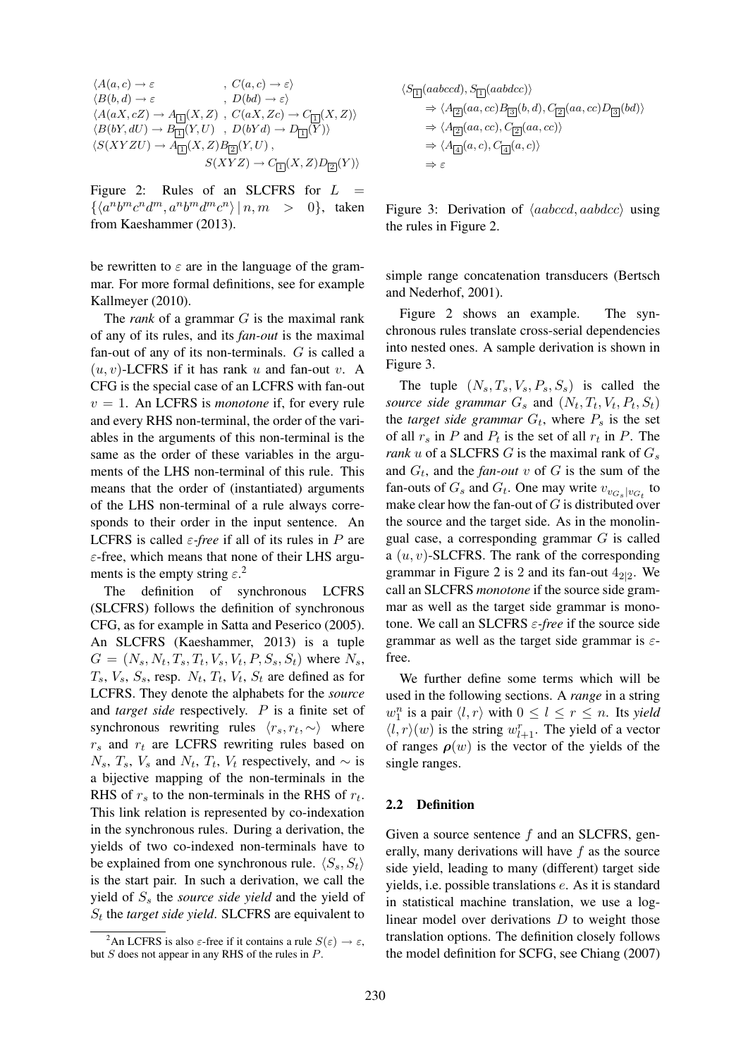$$\langle A(a,c) \to \varepsilon \quad , \; C(a,c) \to \varepsilon \rangle$$
$$\langle B(b,d) \to \varepsilon \quad , \; D(bd) \to \varepsilon \rangle$$
$$\langle A(aX, cZ) \to A_{\boxed{1}}(X,Z) \; , \; C(aX, Zc) \to C_{\boxed{1}}(X,Z) \rangle$$
$$\langle B(bY, dU) \to B_{\boxed{1}}(Y,U) \; , \; D(bYd) \to D_{\boxed{1}}(Y) \rangle$$
$$\langle S(XYZU) \to A_{\boxed{1}}(X,Z) B_{\boxed{2}}(Y,U) \; , \; S(XYZ) \to C_{\boxed{1}}(X,Z) D_{\boxed{2}}(Y) \rangle$$

Figure 2: Rules of an SLCFRS for $L = \{\langle a^n b^m c^n d^m, a^n b^m d^m c^n \rangle \,|\, n, m > 0\}$, taken from Kaeshammer (2013).

be rewritten to $\varepsilon$ are in the language of the grammar. For more formal definitions, see for example Kallmeyer (2010).

The *rank* of a grammar $G$ is the maximal rank of any of its rules, and its *fan-out* is the maximal fan-out of any of its non-terminals. $G$ is called a $(u, v)$-LCFRS if it has rank $u$ and fan-out $v$. A CFG is the special case of an LCFRS with fan-out $v = 1$. An LCFRS is *monotone* if, for every rule and every RHS non-terminal, the order of the variables in the arguments of this non-terminal is the same as the order of these variables in the arguments of the LHS non-terminal of this rule. This means that the order of (instantiated) arguments of the LHS non-terminal of a rule always corresponds to their order in the input sentence. An LCFRS is called $\varepsilon$*-free* if all of its rules in $P$ are $\varepsilon$-free, which means that none of their LHS arguments is the empty string $\varepsilon$.[2]

The definition of synchronous LCFRS (SLCFRS) follows the definition of synchronous CFG, as for example in Satta and Peserico (2005). An SLCFRS (Kaeshammer, 2013) is a tuple $G = (N_s, N_t, T_s, T_t, V_s, V_t, P, S_s, S_t)$ where $N_s$, $T_s$, $V_s$, $S_s$, resp. $N_t$, $T_t$, $V_t$, $S_t$ are defined as for LCFRS. They denote the alphabets for the *source* and *target side* respectively. $P$ is a finite set of synchronous rewriting rules $\langle r_s, r_t, \sim \rangle$ where $r_s$ and $r_t$ are LCFRS rewriting rules based on $N_s$, $T_s$, $V_s$ and $N_t$, $T_t$, $V_t$ respectively, and $\sim$ is a bijective mapping of the non-terminals in the RHS of $r_s$ to the non-terminals in the RHS of $r_t$. This link relation is represented by co-indexation in the synchronous rules. During a derivation, the yields of two co-indexed non-terminals have to be explained from one synchronous rule. $\langle S_s, S_t \rangle$ is the start pair. In such a derivation, we call the yield of $S_s$ the *source side yield* and the yield of $S_t$ the *target side yield*. SLCFRS are equivalent to

[2] An LCFRS is also $\varepsilon$-free if it contains a rule $S(\varepsilon) \to \varepsilon$, but $S$ does not appear in any RHS of the rules in $P$.

$$\langle S_{\boxed{1}}(aabccd), S_{\boxed{1}}(aabdcc) \rangle$$
$$\Rightarrow \langle A_{\boxed{2}}(aa, cc) B_{\boxed{3}}(b, d), C_{\boxed{2}}(aa, cc) D_{\boxed{3}}(bd) \rangle$$
$$\Rightarrow \langle A_{\boxed{2}}(aa, cc), C_{\boxed{2}}(aa, cc) \rangle$$
$$\Rightarrow \langle A_{\boxed{4}}(a, c), C_{\boxed{4}}(a, c) \rangle$$
$$\Rightarrow \varepsilon$$

Figure 3: Derivation of $\langle aabccd, aabdcc \rangle$ using the rules in Figure 2.

simple range concatenation transducers (Bertsch and Nederhof, 2001).

Figure 2 shows an example. The synchronous rules translate cross-serial dependencies into nested ones. A sample derivation is shown in Figure 3.

The tuple $(N_s, T_s, V_s, P_s, S_s)$ is called the *source side grammar* $G_s$ and $(N_t, T_t, V_t, P_t, S_t)$ the *target side grammar* $G_t$, where $P_s$ is the set of all $r_s$ in $P$ and $P_t$ is the set of all $r_t$ in $P$. The *rank* $u$ of a SLCFRS $G$ is the maximal rank of $G_s$ and $G_t$, and the *fan-out* $v$ of $G$ is the sum of the fan-outs of $G_s$ and $G_t$. One may write $v_{v_{G_s}|v_{G_t}}$ to make clear how the fan-out of $G$ is distributed over the source and the target side. As in the monolingual case, a corresponding grammar $G$ is called a $(u, v)$-SLCFRS. The rank of the corresponding grammar in Figure 2 is 2 and its fan-out $4_{2|2}$. We call an SLCFRS *monotone* if the source side grammar as well as the target side grammar is monotone. We call an SLCFRS $\varepsilon$*-free* if the source side grammar as well as the target side grammar is $\varepsilon$-free.

We further define some terms which will be used in the following sections. A *range* in a string $w_1^n$ is a pair $\langle l, r \rangle$ with $0 \le l \le r \le n$. Its *yield* $\langle l, r \rangle(w)$ is the string $w_{l+1}^r$. The yield of a vector of ranges $\boldsymbol{\rho}(w)$ is the vector of the yields of the single ranges.

### 2.2 Definition

Given a source sentence $f$ and an SLCFRS, generally, many derivations will have $f$ as the source side yield, leading to many (different) target side yields, i.e. possible translations $e$. As it is standard in statistical machine translation, we use a log-linear model over derivations $D$ to weight those translation options. The definition closely follows the model definition for SCFG, see Chiang (2007)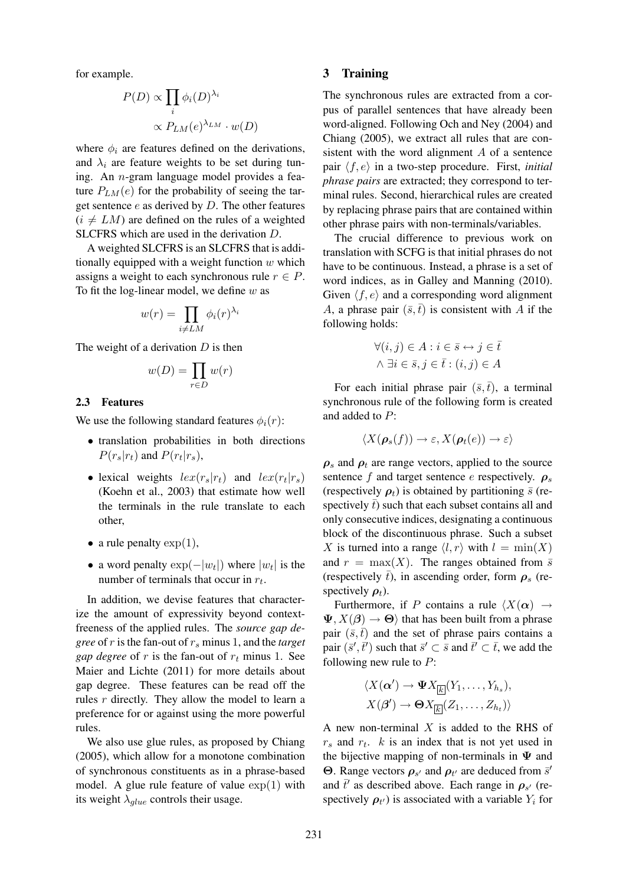for example.

$$P(D) \propto \prod_i \phi_i(D)^{\lambda_i}$$
$$\propto P_{LM}(e)^{\lambda_{LM}} \cdot w(D)$$

where $\phi_i$ are features defined on the derivations, and $\lambda_i$ are feature weights to be set during tuning. An $n$-gram language model provides a feature $P_{LM}(e)$ for the probability of seeing the target sentence $e$ as derived by $D$. The other features ($i \neq LM$) are defined on the rules of a weighted SLCFRS which are used in the derivation $D$.

A weighted SLCFRS is an SLCFRS that is additionally equipped with a weight function $w$ which assigns a weight to each synchronous rule $r \in P$. To fit the log-linear model, we define $w$ as

$$w(r) = \prod_{i \neq LM} \phi_i(r)^{\lambda_i}$$

The weight of a derivation $D$ is then

$$w(D) = \prod_{r \in D} w(r)$$

### 2.3 Features

We use the following standard features $\phi_i(r)$:

- translation probabilities in both directions $P(r_s|r_t)$ and $P(r_t|r_s)$,
- lexical weights $lex(r_s|r_t)$ and $lex(r_t|r_s)$ (Koehn et al., 2003) that estimate how well the terminals in the rule translate to each other,
- a rule penalty $\exp(1)$,
- a word penalty $\exp(-|w_t|)$ where $|w_t|$ is the number of terminals that occur in $r_t$.

In addition, we devise features that characterize the amount of expressivity beyond context-freeness of the applied rules. The *source gap degree* of $r$ is the fan-out of $r_s$ minus 1, and the *target gap degree* of $r$ is the fan-out of $r_t$ minus 1. See Maier and Lichte (2011) for more details about gap degree. These features can be read off the rules $r$ directly. They allow the model to learn a preference for or against using the more powerful rules.

We also use glue rules, as proposed by Chiang (2005), which allow for a monotone combination of synchronous constituents as in a phrase-based model. A glue rule feature of value $\exp(1)$ with its weight $\lambda_{glue}$ controls their usage.

## 3 Training

The synchronous rules are extracted from a corpus of parallel sentences that have already been word-aligned. Following Och and Ney (2004) and Chiang (2005), we extract all rules that are consistent with the word alignment $A$ of a sentence pair $\langle f, e \rangle$ in a two-step procedure. First, *initial phrase pairs* are extracted; they correspond to terminal rules. Second, hierarchical rules are created by replacing phrase pairs that are contained within other phrase pairs with non-terminals/variables.

The crucial difference to previous work on translation with SCFG is that initial phrases do not have to be continuous. Instead, a phrase is a set of word indices, as in Galley and Manning (2010). Given $\langle f, e \rangle$ and a corresponding word alignment $A$, a phrase pair $(\bar{s}, \bar{t})$ is consistent with $A$ if the following holds:

$$\forall (i,j) \in A : i \in \bar{s} \leftrightarrow j \in \bar{t}$$
$$\wedge\ \exists i \in \bar{s}, j \in \bar{t} : (i,j) \in A$$

For each initial phrase pair $(\bar{s}, \bar{t})$, a terminal synchronous rule of the following form is created and added to $P$:

$$\langle X(\boldsymbol{\rho}_s(f)) \rightarrow \varepsilon, X(\boldsymbol{\rho}_t(e)) \rightarrow \varepsilon \rangle$$

$\boldsymbol{\rho}_s$ and $\boldsymbol{\rho}_t$ are range vectors, applied to the source sentence $f$ and target sentence $e$ respectively. $\boldsymbol{\rho}_s$ (respectively $\boldsymbol{\rho}_t$) is obtained by partitioning $\bar{s}$ (respectively $\bar{t}$) such that each subset contains all and only consecutive indices, designating a continuous block of the discontinuous phrase. Such a subset $X$ is turned into a range $\langle l, r \rangle$ with $l = \min(X)$ and $r = \max(X)$. The ranges obtained from $\bar{s}$ (respectively $\bar{t}$), in ascending order, form $\boldsymbol{\rho}_s$ (respectively $\boldsymbol{\rho}_t$).

Furthermore, if $P$ contains a rule $\langle X(\boldsymbol{\alpha}) \rightarrow \boldsymbol{\Psi}, X(\boldsymbol{\beta}) \rightarrow \boldsymbol{\Theta} \rangle$ that has been built from a phrase pair $(\bar{s}, \bar{t})$ and the set of phrase pairs contains a pair $(\bar{s}', \bar{t}')$ such that $\bar{s}' \subset \bar{s}$ and $\bar{t}' \subset \bar{t}$, we add the following new rule to $P$:

$$\langle X(\boldsymbol{\alpha}') \rightarrow \boldsymbol{\Psi} X_{\boxed{k}}(Y_1, \ldots, Y_{h_s}),$$
$$X(\boldsymbol{\beta}') \rightarrow \boldsymbol{\Theta} X_{\boxed{k}}(Z_1, \ldots, Z_{h_t}) \rangle$$

A new non-terminal $X$ is added to the RHS of $r_s$ and $r_t$. $k$ is an index that is not yet used in the bijective mapping of non-terminals in $\boldsymbol{\Psi}$ and $\boldsymbol{\Theta}$. Range vectors $\boldsymbol{\rho}_{s'}$ and $\boldsymbol{\rho}_{t'}$ are deduced from $\bar{s}'$ and $\bar{t}'$ as described above. Each range in $\boldsymbol{\rho}_{s'}$ (respectively $\boldsymbol{\rho}_{t'}$) is associated with a variable $Y_i$ for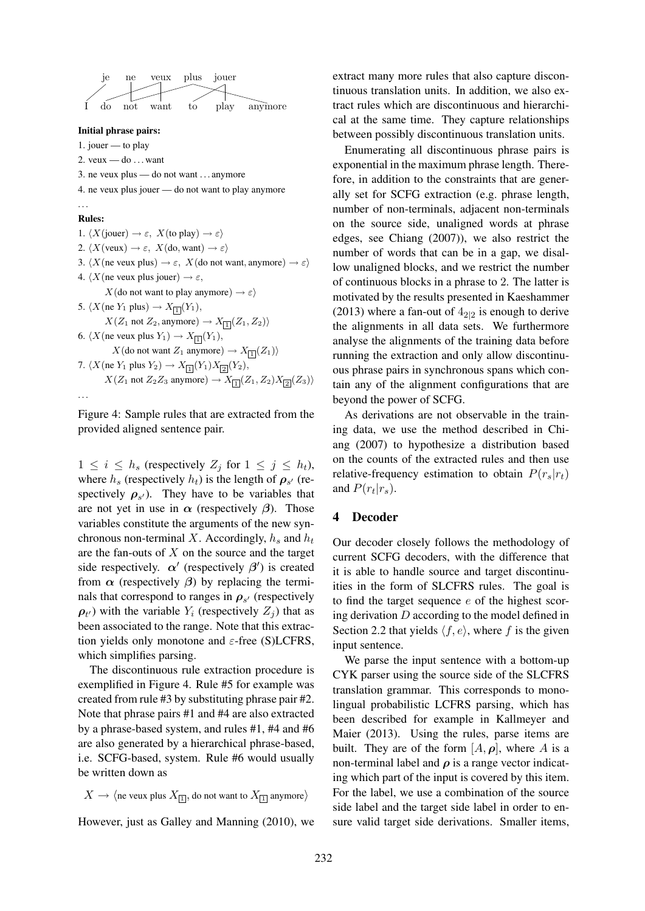je ne veux plus jouer

I do not want to play anymore

**Initial phrase pairs:**

1. jouer — to play
2. veux — do … want
3. ne veux plus — do not want … anymore
4. ne veux plus jouer — do not want to play anymore

…

**Rules:**

1. $\langle X(\text{jouer}) \rightarrow \varepsilon,\ X(\text{to play}) \rightarrow \varepsilon \rangle$
2. $\langle X(\text{veux}) \rightarrow \varepsilon,\ X(\text{do, want}) \rightarrow \varepsilon \rangle$
3. $\langle X(\text{ne veux plus}) \rightarrow \varepsilon,\ X(\text{do not want, anymore}) \rightarrow \varepsilon \rangle$
4. $\langle X(\text{ne veux plus jouer}) \rightarrow \varepsilon,$
   $X(\text{do not want to play anymore}) \rightarrow \varepsilon \rangle$
5. $\langle X(\text{ne } Y_1 \text{ plus}) \rightarrow X_{\boxed{1}}(Y_1),$
   $X(Z_1 \text{ not } Z_2, \text{anymore}) \rightarrow X_{\boxed{1}}(Z_1, Z_2) \rangle$
6. $\langle X(\text{ne veux plus } Y_1) \rightarrow X_{\boxed{1}}(Y_1),$
   $X(\text{do not want } Z_1 \text{ anymore}) \rightarrow X_{\boxed{1}}(Z_1) \rangle$
7. $\langle X(\text{ne } Y_1 \text{ plus } Y_2) \rightarrow X_{\boxed{1}}(Y_1) X_{\boxed{2}}(Y_2),$
   $X(Z_1 \text{ not } Z_2 Z_3 \text{ anymore}) \rightarrow X_{\boxed{1}}(Z_1, Z_2) X_{\boxed{2}}(Z_3) \rangle$

…

Figure 4: Sample rules that are extracted from the provided aligned sentence pair.

$1 \leq i \leq h_s$ (respectively $Z_j$ for $1 \leq j \leq h_t$), where $h_s$ (respectively $h_t$) is the length of $\boldsymbol{\rho}_{s'}$ (respectively $\boldsymbol{\rho}_{s'}$). They have to be variables that are not yet in use in $\boldsymbol{\alpha}$ (respectively $\boldsymbol{\beta}$). Those variables constitute the arguments of the new synchronous non-terminal $X$. Accordingly, $h_s$ and $h_t$ are the fan-outs of $X$ on the source and the target side respectively. $\boldsymbol{\alpha}'$ (respectively $\boldsymbol{\beta}'$) is created from $\boldsymbol{\alpha}$ (respectively $\boldsymbol{\beta}$) by replacing the terminals that correspond to ranges in $\boldsymbol{\rho}_{s'}$ (respectively $\boldsymbol{\rho}_{t'}$) with the variable $Y_i$ (respectively $Z_j$) that as been associated to the range. Note that this extraction yields only monotone and $\varepsilon$-free (S)LCFRS, which simplifies parsing.

The discontinuous rule extraction procedure is exemplified in Figure 4. Rule #5 for example was created from rule #3 by substituting phrase pair #2. Note that phrase pairs #1 and #4 are also extracted by a phrase-based system, and rules #1, #4 and #6 are also generated by a hierarchical phrase-based, i.e. SCFG-based, system. Rule #6 would usually be written down as

$$X \rightarrow \langle \text{ne veux plus } X_{\boxed{1}}, \text{do not want to } X_{\boxed{1}} \text{ anymore} \rangle$$

However, just as Galley and Manning (2010), we extract many more rules that also capture discontinuous translation units. In addition, we also extract rules which are discontinuous and hierarchical at the same time. They capture relationships between possibly discontinuous translation units.

Enumerating all discontinuous phrase pairs is exponential in the maximum phrase length. Therefore, in addition to the constraints that are generally set for SCFG extraction (e.g. phrase length, number of non-terminals, adjacent non-terminals on the source side, unaligned words at phrase edges, see Chiang (2007)), we also restrict the number of words that can be in a gap, we disallow unaligned blocks, and we restrict the number of continuous blocks in a phrase to 2. The latter is motivated by the results presented in Kaeshammer (2013) where a fan-out of $4_{2|2}$ is enough to derive the alignments in all data sets. We furthermore analyse the alignments of the training data before running the extraction and only allow discontinuous phrase pairs in synchronous spans which contain any of the alignment configurations that are beyond the power of SCFG.

As derivations are not observable in the training data, we use the method described in Chiang (2007) to hypothesize a distribution based on the counts of the extracted rules and then use relative-frequency estimation to obtain $P(r_s|r_t)$ and $P(r_t|r_s)$.

## 4 Decoder

Our decoder closely follows the methodology of current SCFG decoders, with the difference that it is able to handle source and target discontinuities in the form of SLCFRS rules. The goal is to find the target sequence $e$ of the highest scoring derivation $D$ according to the model defined in Section 2.2 that yields $\langle f, e \rangle$, where $f$ is the given input sentence.

We parse the input sentence with a bottom-up CYK parser using the source side of the SLCFRS translation grammar. This corresponds to monolingual probabilistic LCFRS parsing, which has been described for example in Kallmeyer and Maier (2013). Using the rules, parse items are built. They are of the form $[A, \boldsymbol{\rho}]$, where $A$ is a non-terminal label and $\boldsymbol{\rho}$ is a range vector indicating which part of the input is covered by this item. For the label, we use a combination of the source side label and the target side label in order to ensure valid target side derivations. Smaller items,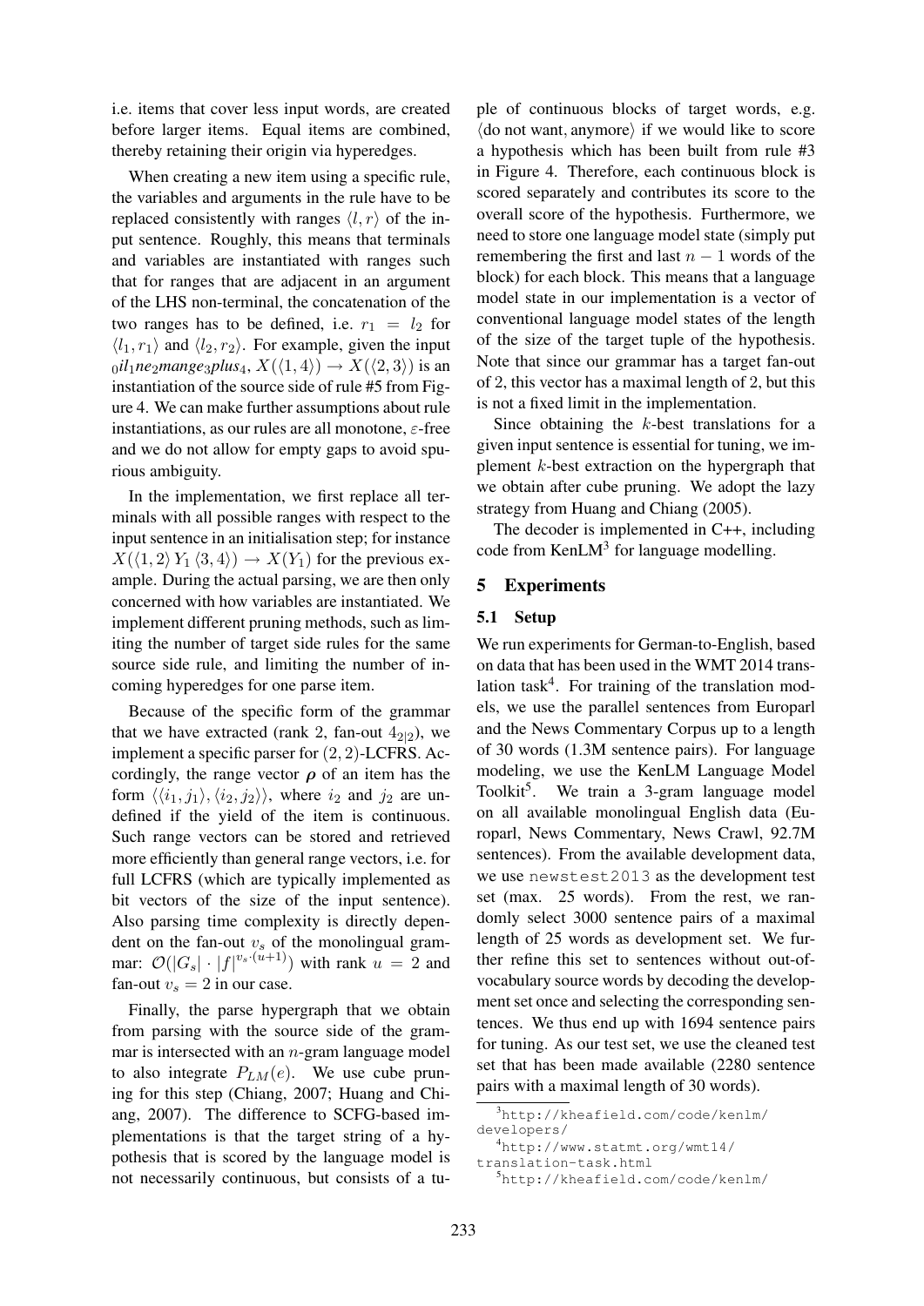i.e. items that cover less input words, are created before larger items. Equal items are combined, thereby retaining their origin via hyperedges.

When creating a new item using a specific rule, the variables and arguments in the rule have to be replaced consistently with ranges $\langle l, r \rangle$ of the input sentence. Roughly, this means that terminals and variables are instantiated with ranges such that for ranges that are adjacent in an argument of the LHS non-terminal, the concatenation of the two ranges has to be defined, i.e. $r_1 = l_2$ for $\langle l_1, r_1 \rangle$ and $\langle l_2, r_2 \rangle$. For example, given the input ${}_0il_1ne_2mange_3plus_4$, $X(\langle 1, 4 \rangle) \rightarrow X(\langle 2, 3 \rangle)$ is an instantiation of the source side of rule #5 from Figure 4. We can make further assumptions about rule instantiations, as our rules are all monotone, $\varepsilon$-free and we do not allow for empty gaps to avoid spurious ambiguity.

In the implementation, we first replace all terminals with all possible ranges with respect to the input sentence in an initialisation step; for instance $X(\langle 1, 2 \rangle \, Y_1 \, \langle 3, 4 \rangle) \rightarrow X(Y_1)$ for the previous example. During the actual parsing, we are then only concerned with how variables are instantiated. We implement different pruning methods, such as limiting the number of target side rules for the same source side rule, and limiting the number of incoming hyperedges for one parse item.

Because of the specific form of the grammar that we have extracted (rank 2, fan-out $4_{2|2}$), we implement a specific parser for $(2, 2)$-LCFRS. Accordingly, the range vector $\boldsymbol{\rho}$ of an item has the form $\langle \langle i_1, j_1 \rangle, \langle i_2, j_2 \rangle \rangle$, where $i_2$ and $j_2$ are undefined if the yield of the item is continuous. Such range vectors can be stored and retrieved more efficiently than general range vectors, i.e. for full LCFRS (which are typically implemented as bit vectors of the size of the input sentence). Also parsing time complexity is directly dependent on the fan-out $v_s$ of the monolingual grammar: $\mathcal{O}(|G_s| \cdot |f|^{v_s \cdot (u+1)})$ with rank $u = 2$ and fan-out $v_s = 2$ in our case.

Finally, the parse hypergraph that we obtain from parsing with the source side of the grammar is intersected with an $n$-gram language model to also integrate $P_{LM}(e)$. We use cube pruning for this step (Chiang, 2007; Huang and Chiang, 2007). The difference to SCFG-based implementations is that the target string of a hypothesis that is scored by the language model is not necessarily continuous, but consists of a tuple of continuous blocks of target words, e.g. $\langle$do not want, anymore$\rangle$ if we would like to score a hypothesis which has been built from rule #3 in Figure 4. Therefore, each continuous block is scored separately and contributes its score to the overall score of the hypothesis. Furthermore, we need to store one language model state (simply put remembering the first and last $n - 1$ words of the block) for each block. This means that a language model state in our implementation is a vector of conventional language model states of the length of the size of the target tuple of the hypothesis. Note that since our grammar has a target fan-out of 2, this vector has a maximal length of 2, but this is not a fixed limit in the implementation.

Since obtaining the $k$-best translations for a given input sentence is essential for tuning, we implement $k$-best extraction on the hypergraph that we obtain after cube pruning. We adopt the lazy strategy from Huang and Chiang (2005).

The decoder is implemented in C++, including code from KenLM[3] for language modelling.

## 5 Experiments

### 5.1 Setup

We run experiments for German-to-English, based on data that has been used in the WMT 2014 translation task[4]. For training of the translation models, we use the parallel sentences from Europarl and the News Commentary Corpus up to a length of 30 words (1.3M sentence pairs). For language modeling, we use the KenLM Language Model Toolkit[5]. We train a 3-gram language model on all available monolingual English data (Europarl, News Commentary, News Crawl, 92.7M sentences). From the available development data, we use `newstest2013` as the development test set (max. 25 words). From the rest, we randomly select 3000 sentence pairs of a maximal length of 25 words as development set. We further refine this set to sentences without out-of-vocabulary source words by decoding the development set once and selecting the corresponding sentences. We thus end up with 1694 sentence pairs for tuning. As our test set, we use the cleaned test set that has been made available (2280 sentence pairs with a maximal length of 30 words).

[3] http://kheafield.com/code/kenlm/developers/

[4] http://www.statmt.org/wmt14/translation-task.html

[5] http://kheafield.com/code/kenlm/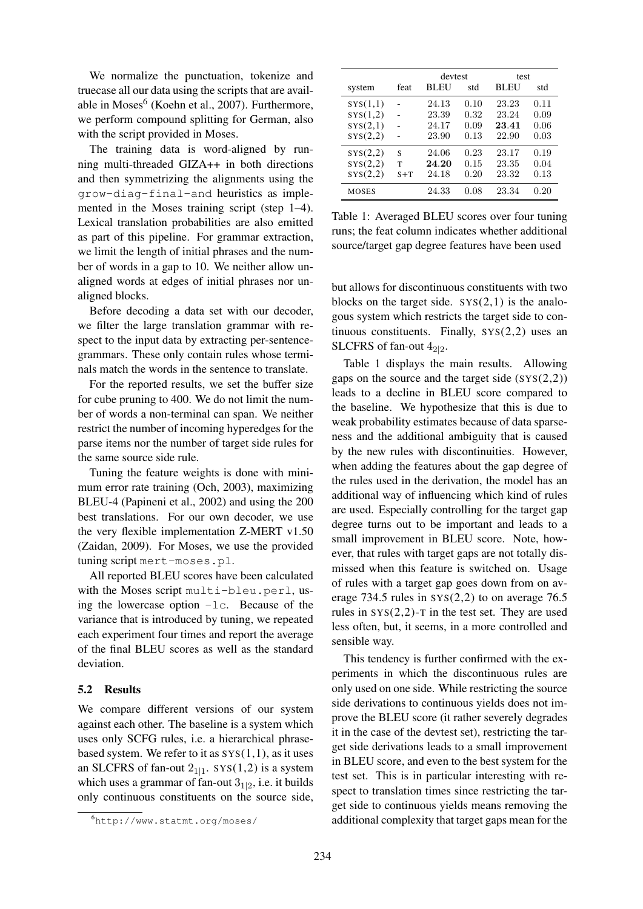We normalize the punctuation, tokenize and truecase all our data using the scripts that are available in Moses[6] (Koehn et al., 2007). Furthermore, we perform compound splitting for German, also with the script provided in Moses.

The training data is word-aligned by running multi-threaded GIZA++ in both directions and then symmetrizing the alignments using the `grow-diag-final-and` heuristics as implemented in the Moses training script (step 1–4). Lexical translation probabilities are also emitted as part of this pipeline. For grammar extraction, we limit the length of initial phrases and the number of words in a gap to 10. We neither allow unaligned words at edges of initial phrases nor unaligned blocks.

Before decoding a data set with our decoder, we filter the large translation grammar with respect to the input data by extracting per-sentence-grammars. These only contain rules whose terminals match the words in the sentence to translate.

For the reported results, we set the buffer size for cube pruning to 400. We do not limit the number of words a non-terminal can span. We neither restrict the number of incoming hyperedges for the parse items nor the number of target side rules for the same source side rule.

Tuning the feature weights is done with minimum error rate training (Och, 2003), maximizing BLEU-4 (Papineni et al., 2002) and using the 200 best translations. For our own decoder, we use the very flexible implementation Z-MERT v1.50 (Zaidan, 2009). For Moses, we use the provided tuning script `mert-moses.pl`.

All reported BLEU scores have been calculated with the Moses script `multi-bleu.perl`, using the lowercase option `-lc`. Because of the variance that is introduced by tuning, we repeated each experiment four times and report the average of the final BLEU scores as well as the standard deviation.

### 5.2 Results

We compare different versions of our system against each other. The baseline is a system which uses only SCFG rules, i.e. a hierarchical phrase-based system. We refer to it as SYS(1,1), as it uses an SLCFRS of fan-out $2_{1|1}$. SYS(1,2) is a system which uses a grammar of fan-out $3_{1|2}$, i.e. it builds only continuous constituents on the source side, but allows for discontinuous constituents with two blocks on the target side. SYS(2,1) is the analogous system which restricts the target side to continuous constituents. Finally, SYS(2,2) uses an SLCFRS of fan-out $4_{2|2}$.

| | | devtest | | test | |
|---|---|---|---|---|---|
| system | feat | BLEU | std | BLEU | std |
| SYS(1,1) | - | 24.13 | 0.10 | 23.23 | 0.11 |
| SYS(1,2) | - | 23.39 | 0.32 | 23.24 | 0.09 |
| SYS(2,1) | - | 24.17 | 0.09 | **23.41** | 0.06 |
| SYS(2,2) | - | 23.90 | 0.13 | 22.90 | 0.03 |
| SYS(2,2) | S | 24.06 | 0.23 | 23.17 | 0.19 |
| SYS(2,2) | T | **24.20** | 0.15 | 23.35 | 0.04 |
| SYS(2,2) | S+T | 24.18 | 0.20 | 23.32 | 0.13 |
| MOSES | | 24.33 | 0.08 | 23.34 | 0.20 |

Table 1: Averaged BLEU scores over four tuning runs; the feat column indicates whether additional source/target gap degree features have been used

Table 1 displays the main results. Allowing gaps on the source and the target side (SYS(2,2)) leads to a decline in BLEU score compared to the baseline. We hypothesize that this is due to weak probability estimates because of data sparseness and the additional ambiguity that is caused by the new rules with discontinuities. However, when adding the features about the gap degree of the rules used in the derivation, the model has an additional way of influencing which kind of rules are used. Especially controlling for the target gap degree turns out to be important and leads to a small improvement in BLEU score. Note, however, that rules with target gaps are not totally dismissed when this feature is switched on. Usage of rules with a target gap goes down from on average 734.5 rules in SYS(2,2) to on average 76.5 rules in SYS(2,2)-T in the test set. They are used less often, but, it seems, in a more controlled and sensible way.

This tendency is further confirmed with the experiments in which the discontinuous rules are only used on one side. While restricting the source side derivations to continuous yields does not improve the BLEU score (it rather severely degrades it in the case of the devtest set), restricting the target side derivations leads to a small improvement in BLEU score, and even to the best system for the test set. This is in particular interesting with respect to translation times since restricting the target side to continuous yields means removing the additional complexity that target gaps mean for the

[6] http://www.statmt.org/moses/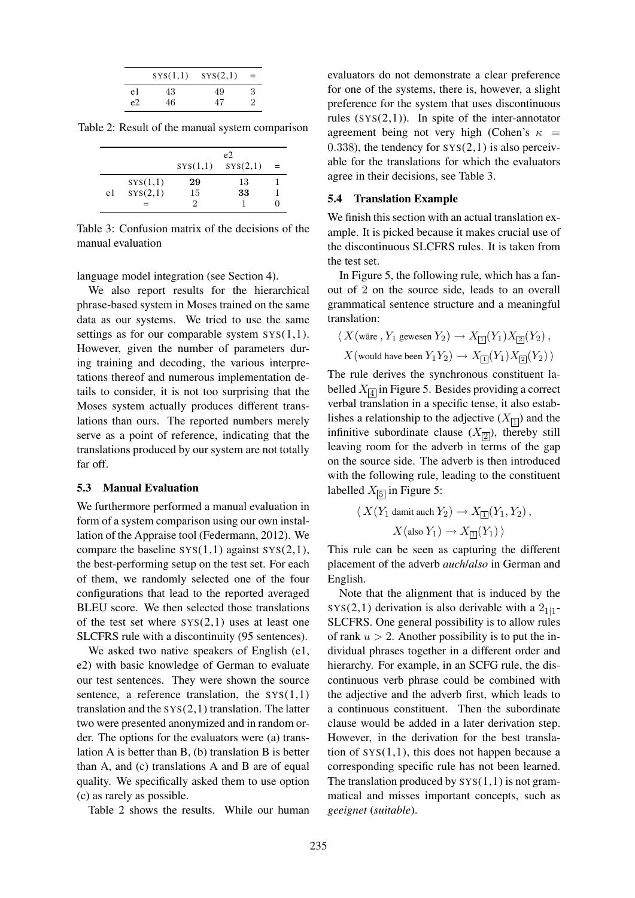| | SYS(1,1) | SYS(2,1) | = |
|---|---|---|---|
| e1 | 43 | 49 | 3 |
| e2 | 46 | 47 | 2 |

Table 2: Result of the manual system comparison

| | | e2 | | |
|---|---|---|---|---|
| | | SYS(1,1) | SYS(2,1) | = |
| e1 | SYS(1,1) | **29** | 13 | 1 |
| | SYS(2,1) | 15 | **33** | 1 |
| | = | 2 | 1 | 0 |

Table 3: Confusion matrix of the decisions of the manual evaluation

language model integration (see Section 4).

We also report results for the hierarchical phrase-based system in Moses trained on the same data as our systems. We tried to use the same settings as for our comparable system SYS(1,1). However, given the number of parameters during training and decoding, the various interpretations thereof and numerous implementation details to consider, it is not too surprising that the Moses system actually produces different translations than ours. The reported numbers merely serve as a point of reference, indicating that the translations produced by our system are not totally far off.

### 5.3 Manual Evaluation

We furthermore performed a manual evaluation in form of a system comparison using our own installation of the Appraise tool (Federmann, 2012). We compare the baseline SYS(1,1) against SYS(2,1), the best-performing setup on the test set. For each of them, we randomly selected one of the four configurations that lead to the reported averaged BLEU score. We then selected those translations of the test set where SYS(2,1) uses at least one SLCFRS rule with a discontinuity (95 sentences).

We asked two native speakers of English (e1, e2) with basic knowledge of German to evaluate our test sentences. They were shown the source sentence, a reference translation, the SYS(1,1) translation and the SYS(2,1) translation. The latter two were presented anonymized and in random order. The options for the evaluators were (a) translation A is better than B, (b) translation B is better than A, and (c) translations A and B are of equal quality. We specifically asked them to use option (c) as rarely as possible.

Table 2 shows the results. While our human evaluators do not demonstrate a clear preference for one of the systems, there is, however, a slight preference for the system that uses discontinuous rules (SYS(2,1)). In spite of the inter-annotator agreement being not very high (Cohen's $\kappa = 0.338$), the tendency for SYS(2,1) is also perceivable for the translations for which the evaluators agree in their decisions, see Table 3.

### 5.4 Translation Example

We finish this section with an actual translation example. It is picked because it makes crucial use of the discontinuous SLCFRS rules. It is taken from the test set.

In Figure 5, the following rule, which has a fan-out of 2 on the source side, leads to an overall grammatical sentence structure and a meaningful translation:

$$\langle\, X(\text{wäre}\,,Y_1\,\text{gewesen}\,Y_2) \rightarrow X_{\boxed{1}}(Y_1)X_{\boxed{2}}(Y_2)\,,$$
$$X(\text{would have been}\;Y_1Y_2) \rightarrow X_{\boxed{1}}(Y_1)X_{\boxed{2}}(Y_2)\,\rangle$$

The rule derives the synchronous constituent labelled $X_{\boxed{4}}$ in Figure 5. Besides providing a correct verbal translation in a specific tense, it also establishes a relationship to the adjective ($X_{\boxed{1}}$) and the infinitive subordinate clause ($X_{\boxed{2}}$), thereby still leaving room for the adverb in terms of the gap on the source side. The adverb is then introduced with the following rule, leading to the constituent labelled $X_{\boxed{5}}$ in Figure 5:

$$\langle\, X(Y_1\;\text{damit auch}\;Y_2) \rightarrow X_{\boxed{1}}(Y_1, Y_2)\,,$$
$$X(\text{also}\;Y_1) \rightarrow X_{\boxed{1}}(Y_1)\,\rangle$$

This rule can be seen as capturing the different placement of the adverb *auch*/*also* in German and English.

Note that the alignment that is induced by the SYS(2,1) derivation is also derivable with a $2_{1|1}$-SLCFRS. One general possibility is to allow rules of rank $u > 2$. Another possibility is to put the individual phrases together in a different order and hierarchy. For example, in an SCFG rule, the discontinuous verb phrase could be combined with the adjective and the adverb first, which leads to a continuous constituent. Then the subordinate clause would be added in a later derivation step. However, in the derivation for the best translation of SYS(1,1), this does not happen because a corresponding specific rule has not been learned. The translation produced by SYS(1,1) is not grammatical and misses important concepts, such as *geeignet* (*suitable*).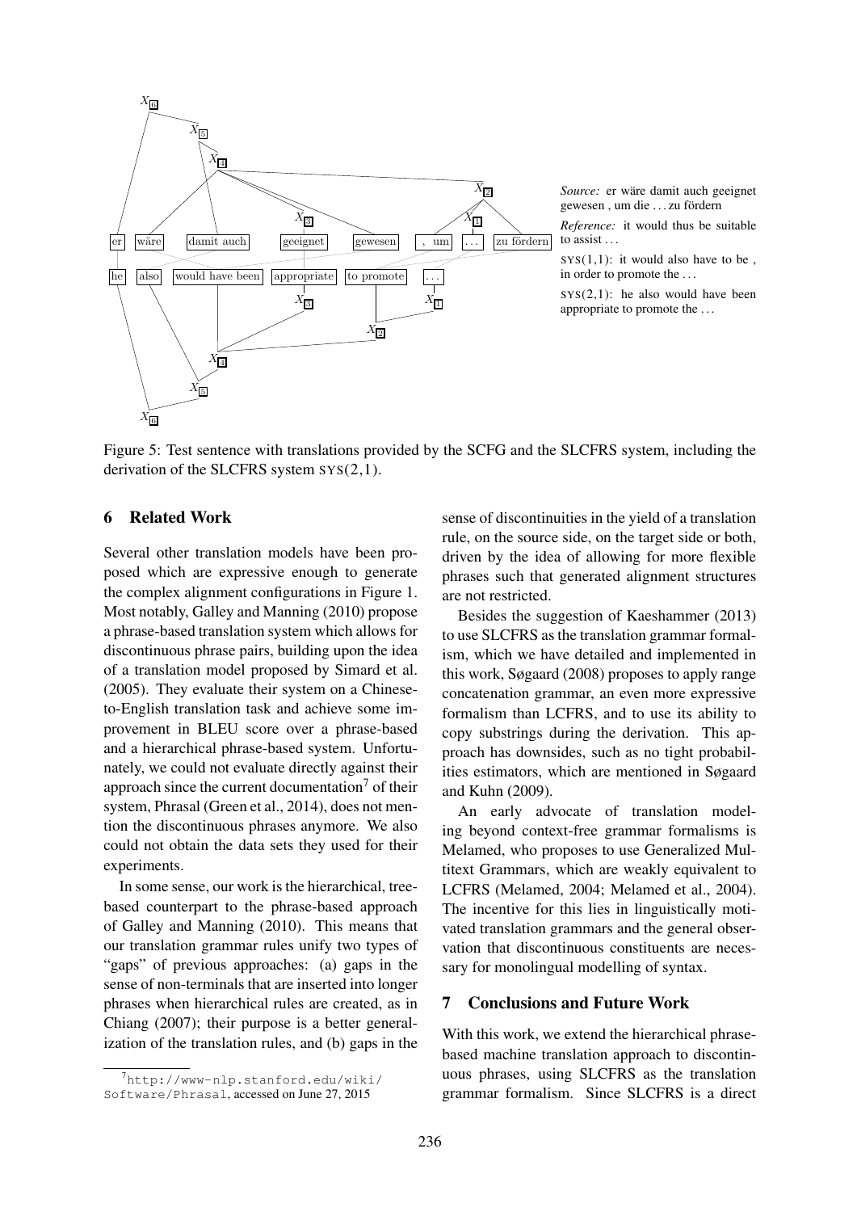*Source:* er wäre damit auch geeignet gewesen , um die . . . zu fördern

*Reference:* it would thus be suitable to assist . . .

SYS(1,1): it would also have to be , in order to promote the . . .

SYS(2,1): he also would have been appropriate to promote the . . .

Figure 5: Test sentence with translations provided by the SCFG and the SLCFRS system, including the derivation of the SLCFRS system SYS(2,1).

## 6 Related Work

Several other translation models have been proposed which are expressive enough to generate the complex alignment configurations in Figure 1. Most notably, Galley and Manning (2010) propose a phrase-based translation system which allows for discontinuous phrase pairs, building upon the idea of a translation model proposed by Simard et al. (2005). They evaluate their system on a Chinese-to-English translation task and achieve some improvement in BLEU score over a phrase-based and a hierarchical phrase-based system. Unfortunately, we could not evaluate directly against their approach since the current documentation[7] of their system, Phrasal (Green et al., 2014), does not mention the discontinuous phrases anymore. We also could not obtain the data sets they used for their experiments.

In some sense, our work is the hierarchical, tree-based counterpart to the phrase-based approach of Galley and Manning (2010). This means that our translation grammar rules unify two types of "gaps" of previous approaches: (a) gaps in the sense of non-terminals that are inserted into longer phrases when hierarchical rules are created, as in Chiang (2007); their purpose is a better generalization of the translation rules, and (b) gaps in the sense of discontinuities in the yield of a translation rule, on the source side, on the target side or both, driven by the idea of allowing for more flexible phrases such that generated alignment structures are not restricted.

Besides the suggestion of Kaeshammer (2013) to use SLCFRS as the translation grammar formalism, which we have detailed and implemented in this work, Søgaard (2008) proposes to apply range concatenation grammar, an even more expressive formalism than LCFRS, and to use its ability to copy substrings during the derivation. This approach has downsides, such as no tight probabilities estimators, which are mentioned in Søgaard and Kuhn (2009).

An early advocate of translation modeling beyond context-free grammar formalisms is Melamed, who proposes to use Generalized Multitext Grammars, which are weakly equivalent to LCFRS (Melamed, 2004; Melamed et al., 2004). The incentive for this lies in linguistically motivated translation grammars and the general observation that discontinuous constituents are necessary for monolingual modelling of syntax.

## 7 Conclusions and Future Work

With this work, we extend the hierarchical phrase-based machine translation approach to discontinuous phrases, using SLCFRS as the translation grammar formalism. Since SLCFRS is a direct

[7] http://www-nlp.stanford.edu/wiki/Software/Phrasal, accessed on June 27, 2015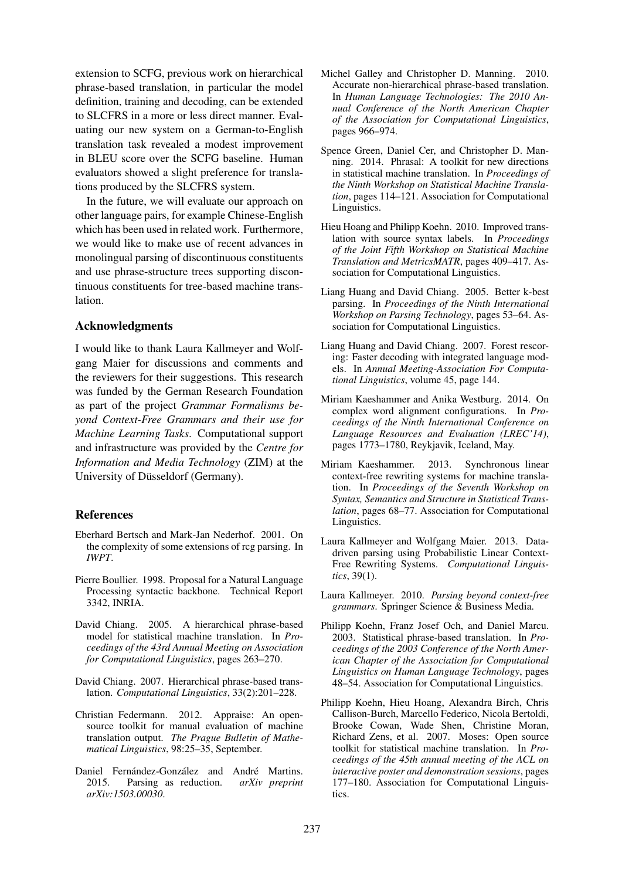extension to SCFG, previous work on hierarchical phrase-based translation, in particular the model definition, training and decoding, can be extended to SLCFRS in a more or less direct manner. Evaluating our new system on a German-to-English translation task revealed a modest improvement in BLEU score over the SCFG baseline. Human evaluators showed a slight preference for translations produced by the SLCFRS system.

In the future, we will evaluate our approach on other language pairs, for example Chinese-English which has been used in related work. Furthermore, we would like to make use of recent advances in monolingual parsing of discontinuous constituents and use phrase-structure trees supporting discontinuous constituents for tree-based machine translation.

## Acknowledgments

I would like to thank Laura Kallmeyer and Wolfgang Maier for discussions and comments and the reviewers for their suggestions. This research was funded by the German Research Foundation as part of the project *Grammar Formalisms beyond Context-Free Grammars and their use for Machine Learning Tasks*. Computational support and infrastructure was provided by the *Centre for Information and Media Technology* (ZIM) at the University of Düsseldorf (Germany).

## References

Eberhard Bertsch and Mark-Jan Nederhof. 2001. On the complexity of some extensions of rcg parsing. In *IWPT*.

Pierre Boullier. 1998. Proposal for a Natural Language Processing syntactic backbone. Technical Report 3342, INRIA.

David Chiang. 2005. A hierarchical phrase-based model for statistical machine translation. In *Proceedings of the 43rd Annual Meeting on Association for Computational Linguistics*, pages 263–270.

David Chiang. 2007. Hierarchical phrase-based translation. *Computational Linguistics*, 33(2):201–228.

Christian Federmann. 2012. Appraise: An open-source toolkit for manual evaluation of machine translation output. *The Prague Bulletin of Mathematical Linguistics*, 98:25–35, September.

Daniel Fernández-González and André Martins. 2015. Parsing as reduction. *arXiv preprint arXiv:1503.00030*.

Michel Galley and Christopher D. Manning. 2010. Accurate non-hierarchical phrase-based translation. In *Human Language Technologies: The 2010 Annual Conference of the North American Chapter of the Association for Computational Linguistics*, pages 966–974.

Spence Green, Daniel Cer, and Christopher D. Manning. 2014. Phrasal: A toolkit for new directions in statistical machine translation. In *Proceedings of the Ninth Workshop on Statistical Machine Translation*, pages 114–121. Association for Computational Linguistics.

Hieu Hoang and Philipp Koehn. 2010. Improved translation with source syntax labels. In *Proceedings of the Joint Fifth Workshop on Statistical Machine Translation and MetricsMATR*, pages 409–417. Association for Computational Linguistics.

Liang Huang and David Chiang. 2005. Better k-best parsing. In *Proceedings of the Ninth International Workshop on Parsing Technology*, pages 53–64. Association for Computational Linguistics.

Liang Huang and David Chiang. 2007. Forest rescoring: Faster decoding with integrated language models. In *Annual Meeting-Association For Computational Linguistics*, volume 45, page 144.

Miriam Kaeshammer and Anika Westburg. 2014. On complex word alignment configurations. In *Proceedings of the Ninth International Conference on Language Resources and Evaluation (LREC'14)*, pages 1773–1780, Reykjavik, Iceland, May.

Miriam Kaeshammer. 2013. Synchronous linear context-free rewriting systems for machine translation. In *Proceedings of the Seventh Workshop on Syntax, Semantics and Structure in Statistical Translation*, pages 68–77. Association for Computational Linguistics.

Laura Kallmeyer and Wolfgang Maier. 2013. Data-driven parsing using Probabilistic Linear Context-Free Rewriting Systems. *Computational Linguistics*, 39(1).

Laura Kallmeyer. 2010. *Parsing beyond context-free grammars*. Springer Science & Business Media.

Philipp Koehn, Franz Josef Och, and Daniel Marcu. 2003. Statistical phrase-based translation. In *Proceedings of the 2003 Conference of the North American Chapter of the Association for Computational Linguistics on Human Language Technology*, pages 48–54. Association for Computational Linguistics.

Philipp Koehn, Hieu Hoang, Alexandra Birch, Chris Callison-Burch, Marcello Federico, Nicola Bertoldi, Brooke Cowan, Wade Shen, Christine Moran, Richard Zens, et al. 2007. Moses: Open source toolkit for statistical machine translation. In *Proceedings of the 45th annual meeting of the ACL on interactive poster and demonstration sessions*, pages 177–180. Association for Computational Linguistics.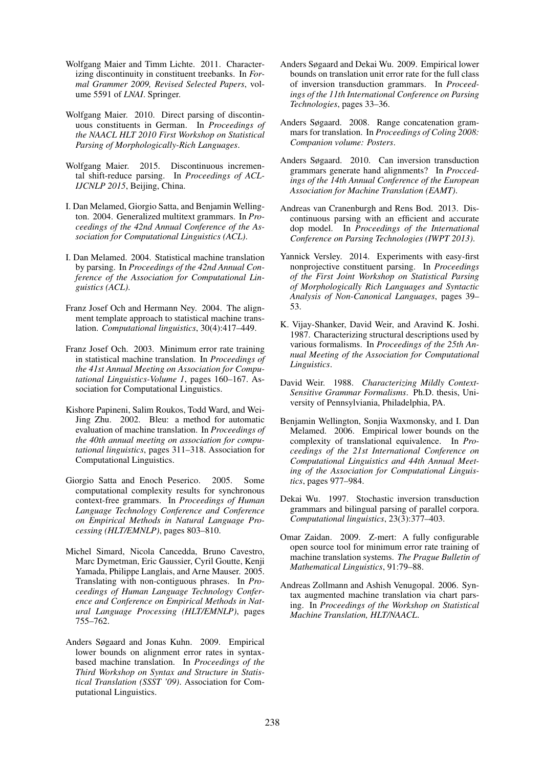Wolfgang Maier and Timm Lichte. 2011. Characterizing discontinuity in constituent treebanks. In *Formal Grammer 2009, Revised Selected Papers*, volume 5591 of *LNAI*. Springer.

Wolfgang Maier. 2010. Direct parsing of discontinuous constituents in German. In *Proceedings of the NAACL HLT 2010 First Workshop on Statistical Parsing of Morphologically-Rich Languages*.

Wolfgang Maier. 2015. Discontinuous incremental shift-reduce parsing. In *Proceedings of ACL-IJCNLP 2015*, Beijing, China.

I. Dan Melamed, Giorgio Satta, and Benjamin Wellington. 2004. Generalized multitext grammars. In *Proceedings of the 42nd Annual Conference of the Association for Computational Linguistics (ACL)*.

I. Dan Melamed. 2004. Statistical machine translation by parsing. In *Proceedings of the 42nd Annual Conference of the Association for Computational Linguistics (ACL)*.

Franz Josef Och and Hermann Ney. 2004. The alignment template approach to statistical machine translation. *Computational linguistics*, 30(4):417–449.

Franz Josef Och. 2003. Minimum error rate training in statistical machine translation. In *Proceedings of the 41st Annual Meeting on Association for Computational Linguistics-Volume 1*, pages 160–167. Association for Computational Linguistics.

Kishore Papineni, Salim Roukos, Todd Ward, and Wei-Jing Zhu. 2002. Bleu: a method for automatic evaluation of machine translation. In *Proceedings of the 40th annual meeting on association for computational linguistics*, pages 311–318. Association for Computational Linguistics.

Giorgio Satta and Enoch Peserico. 2005. Some computational complexity results for synchronous context-free grammars. In *Proceedings of Human Language Technology Conference and Conference on Empirical Methods in Natural Language Processing (HLT/EMNLP)*, pages 803–810.

Michel Simard, Nicola Cancedda, Bruno Cavestro, Marc Dymetman, Eric Gaussier, Cyril Goutte, Kenji Yamada, Philippe Langlais, and Arne Mauser. 2005. Translating with non-contiguous phrases. In *Proceedings of Human Language Technology Conference and Conference on Empirical Methods in Natural Language Processing (HLT/EMNLP)*, pages 755–762.

Anders Søgaard and Jonas Kuhn. 2009. Empirical lower bounds on alignment error rates in syntax-based machine translation. In *Proceedings of the Third Workshop on Syntax and Structure in Statistical Translation (SSST '09)*. Association for Computational Linguistics.

Anders Søgaard and Dekai Wu. 2009. Empirical lower bounds on translation unit error rate for the full class of inversion transduction grammars. In *Proceedings of the 11th International Conference on Parsing Technologies*, pages 33–36.

Anders Søgaard. 2008. Range concatenation grammars for translation. In *Proceedings of Coling 2008: Companion volume: Posters*.

Anders Søgaard. 2010. Can inversion transduction grammars generate hand alignments? In *Procceedings of the 14th Annual Conference of the European Association for Machine Translation (EAMT)*.

Andreas van Cranenburgh and Rens Bod. 2013. Discontinuous parsing with an efficient and accurate dop model. In *Proceedings of the International Conference on Parsing Technologies (IWPT 2013)*.

Yannick Versley. 2014. Experiments with easy-first nonprojective constituent parsing. In *Proceedings of the First Joint Workshop on Statistical Parsing of Morphologically Rich Languages and Syntactic Analysis of Non-Canonical Languages*, pages 39–53.

K. Vijay-Shanker, David Weir, and Aravind K. Joshi. 1987. Characterizing structural descriptions used by various formalisms. In *Proceedings of the 25th Annual Meeting of the Association for Computational Linguistics*.

David Weir. 1988. *Characterizing Mildly Context-Sensitive Grammar Formalisms*. Ph.D. thesis, University of Pennsylviania, Philadelphia, PA.

Benjamin Wellington, Sonjia Waxmonsky, and I. Dan Melamed. 2006. Empirical lower bounds on the complexity of translational equivalence. In *Proceedings of the 21st International Conference on Computational Linguistics and 44th Annual Meeting of the Association for Computational Linguistics*, pages 977–984.

Dekai Wu. 1997. Stochastic inversion transduction grammars and bilingual parsing of parallel corpora. *Computational linguistics*, 23(3):377–403.

Omar Zaidan. 2009. Z-mert: A fully configurable open source tool for minimum error rate training of machine translation systems. *The Prague Bulletin of Mathematical Linguistics*, 91:79–88.

Andreas Zollmann and Ashish Venugopal. 2006. Syntax augmented machine translation via chart parsing. In *Proceedings of the Workshop on Statistical Machine Translation, HLT/NAACL*.